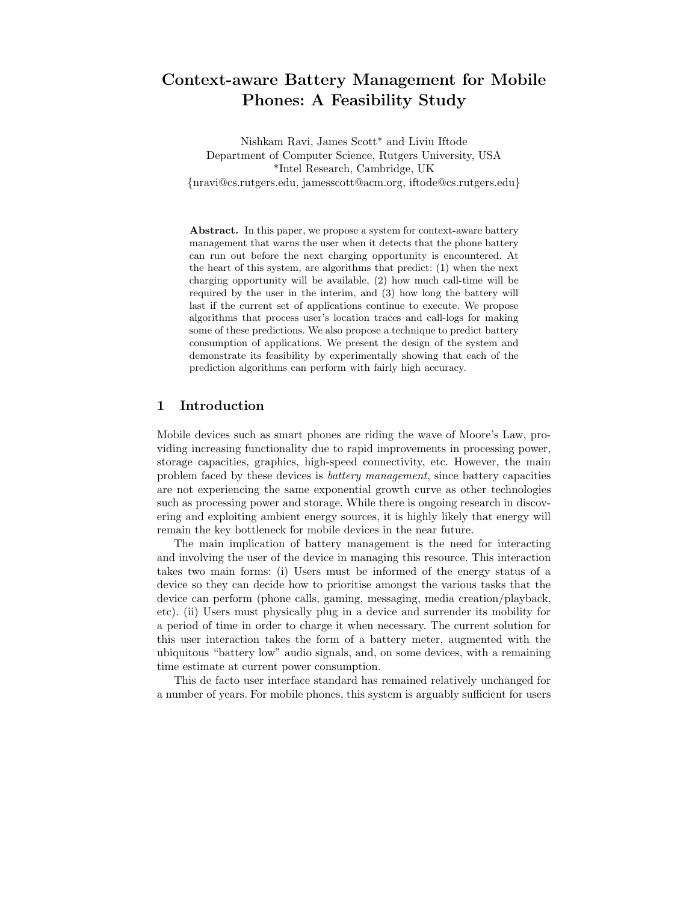# Context-aware Battery Management for Mobile Phones: A Feasibility Study

Nishkam Ravi, James Scott* and Liviu Iftode
Department of Computer Science, Rutgers University, USA
*Intel Research, Cambridge, UK
{nravi@cs.rutgers.edu, jamesscott@acm.org, iftode@cs.rutgers.edu}

**Abstract.** In this paper, we propose a system for context-aware battery management that warns the user when it detects that the phone battery can run out before the next charging opportunity is encountered. At the heart of this system, are algorithms that predict: (1) when the next charging opportunity will be available, (2) how much call-time will be required by the user in the interim, and (3) how long the battery will last if the current set of applications continue to execute. We propose algorithms that process user's location traces and call-logs for making some of these predictions. We also propose a technique to predict battery consumption of applications. We present the design of the system and demonstrate its feasibility by experimentally showing that each of the prediction algorithms can perform with fairly high accuracy.

## 1 Introduction

Mobile devices such as smart phones are riding the wave of Moore's Law, providing increasing functionality due to rapid improvements in processing power, storage capacities, graphics, high-speed connectivity, etc. However, the main problem faced by these devices is *battery management*, since battery capacities are not experiencing the same exponential growth curve as other technologies such as processing power and storage. While there is ongoing research in discovering and exploiting ambient energy sources, it is highly likely that energy will remain the key bottleneck for mobile devices in the near future.

The main implication of battery management is the need for interacting and involving the user of the device in managing this resource. This interaction takes two main forms: (i) Users must be informed of the energy status of a device so they can decide how to prioritise amongst the various tasks that the device can perform (phone calls, gaming, messaging, media creation/playback, etc). (ii) Users must physically plug in a device and surrender its mobility for a period of time in order to charge it when necessary. The current solution for this user interaction takes the form of a battery meter, augmented with the ubiquitous "battery low" audio signals, and, on some devices, with a remaining time estimate at current power consumption.

This de facto user interface standard has remained relatively unchanged for a number of years. For mobile phones, this system is arguably sufficient for users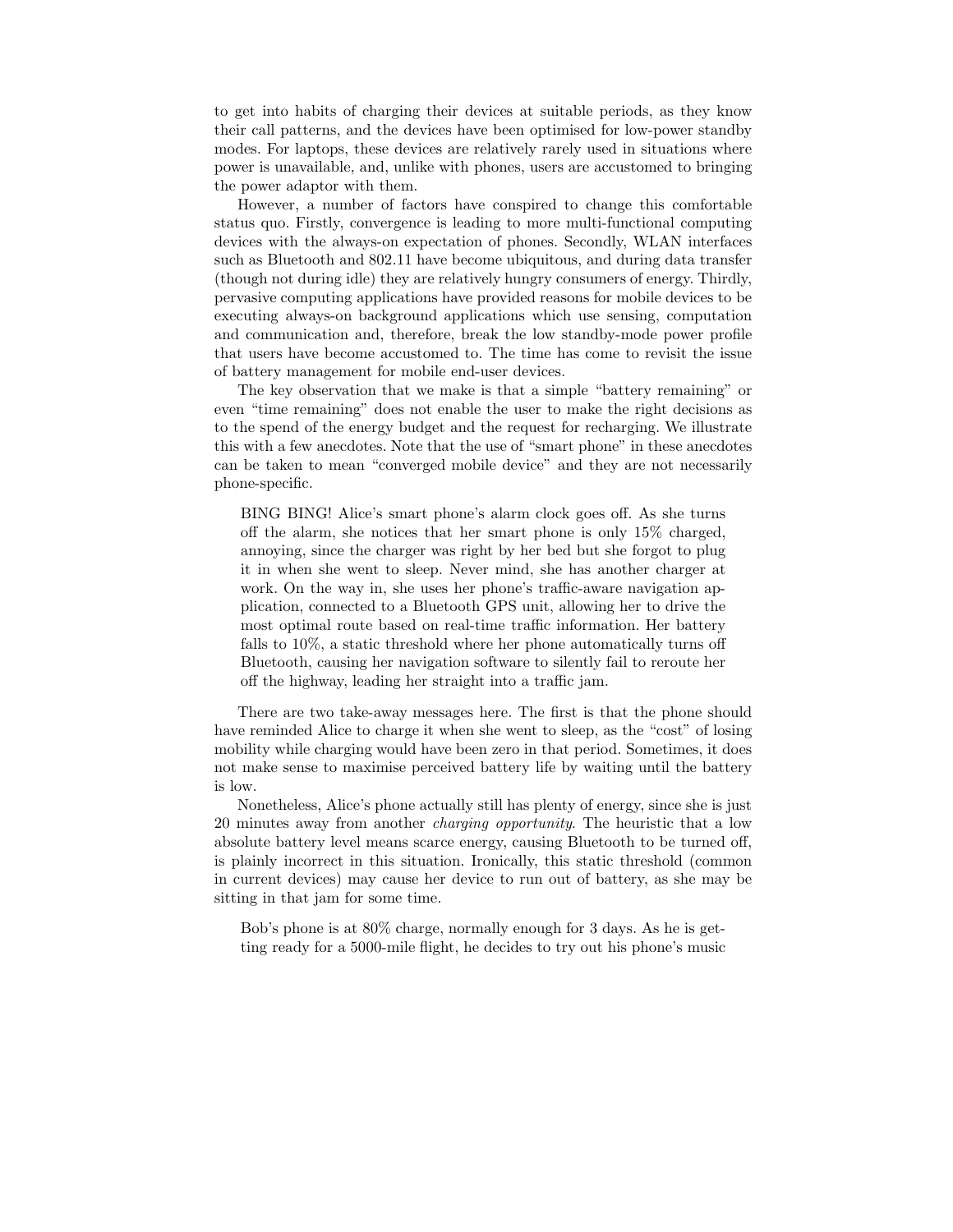to get into habits of charging their devices at suitable periods, as they know their call patterns, and the devices have been optimised for low-power standby modes. For laptops, these devices are relatively rarely used in situations where power is unavailable, and, unlike with phones, users are accustomed to bringing the power adaptor with them.

However, a number of factors have conspired to change this comfortable status quo. Firstly, convergence is leading to more multi-functional computing devices with the always-on expectation of phones. Secondly, WLAN interfaces such as Bluetooth and 802.11 have become ubiquitous, and during data transfer (though not during idle) they are relatively hungry consumers of energy. Thirdly, pervasive computing applications have provided reasons for mobile devices to be executing always-on background applications which use sensing, computation and communication and, therefore, break the low standby-mode power profile that users have become accustomed to. The time has come to revisit the issue of battery management for mobile end-user devices.

The key observation that we make is that a simple "battery remaining" or even "time remaining" does not enable the user to make the right decisions as to the spend of the energy budget and the request for recharging. We illustrate this with a few anecdotes. Note that the use of "smart phone" in these anecdotes can be taken to mean "converged mobile device" and they are not necessarily phone-specific.

> BING BING! Alice's smart phone's alarm clock goes off. As she turns off the alarm, she notices that her smart phone is only 15% charged, annoying, since the charger was right by her bed but she forgot to plug it in when she went to sleep. Never mind, she has another charger at work. On the way in, she uses her phone's traffic-aware navigation application, connected to a Bluetooth GPS unit, allowing her to drive the most optimal route based on real-time traffic information. Her battery falls to 10%, a static threshold where her phone automatically turns off Bluetooth, causing her navigation software to silently fail to reroute her off the highway, leading her straight into a traffic jam.

There are two take-away messages here. The first is that the phone should have reminded Alice to charge it when she went to sleep, as the "cost" of losing mobility while charging would have been zero in that period. Sometimes, it does not make sense to maximise perceived battery life by waiting until the battery is low.

Nonetheless, Alice's phone actually still has plenty of energy, since she is just 20 minutes away from another *charging opportunity*. The heuristic that a low absolute battery level means scarce energy, causing Bluetooth to be turned off, is plainly incorrect in this situation. Ironically, this static threshold (common in current devices) may cause her device to run out of battery, as she may be sitting in that jam for some time.

> Bob's phone is at 80% charge, normally enough for 3 days. As he is getting ready for a 5000-mile flight, he decides to try out his phone's music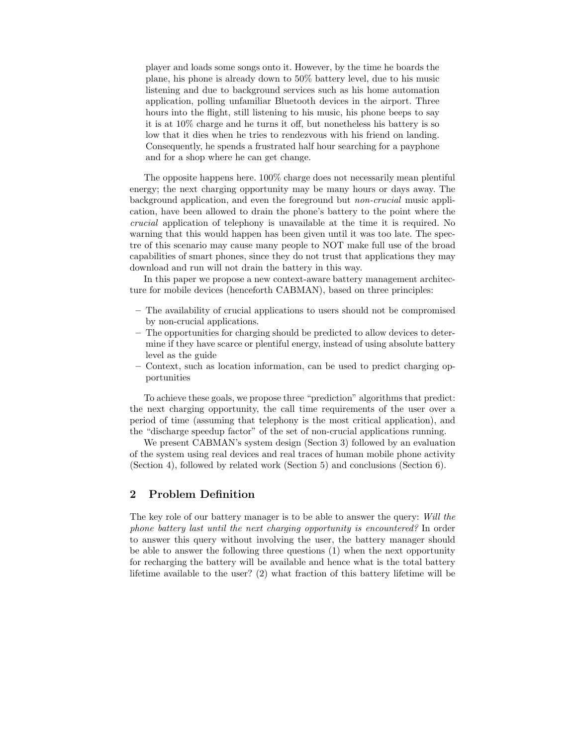player and loads some songs onto it. However, by the time he boards the plane, his phone is already down to 50% battery level, due to his music listening and due to background services such as his home automation application, polling unfamiliar Bluetooth devices in the airport. Three hours into the flight, still listening to his music, his phone beeps to say it is at 10% charge and he turns it off, but nonetheless his battery is so low that it dies when he tries to rendezvous with his friend on landing. Consequently, he spends a frustrated half hour searching for a payphone and for a shop where he can get change.

The opposite happens here. 100% charge does not necessarily mean plentiful energy; the next charging opportunity may be many hours or days away. The background application, and even the foreground but *non-crucial* music application, have been allowed to drain the phone's battery to the point where the *crucial* application of telephony is unavailable at the time it is required. No warning that this would happen has been given until it was too late. The spectre of this scenario may cause many people to NOT make full use of the broad capabilities of smart phones, since they do not trust that applications they may download and run will not drain the battery in this way.

In this paper we propose a new context-aware battery management architecture for mobile devices (henceforth CABMAN), based on three principles:

- The availability of crucial applications to users should not be compromised by non-crucial applications.
- The opportunities for charging should be predicted to allow devices to determine if they have scarce or plentiful energy, instead of using absolute battery level as the guide
- Context, such as location information, can be used to predict charging opportunities

To achieve these goals, we propose three "prediction" algorithms that predict: the next charging opportunity, the call time requirements of the user over a period of time (assuming that telephony is the most critical application), and the "discharge speedup factor" of the set of non-crucial applications running.

We present CABMAN's system design (Section 3) followed by an evaluation of the system using real devices and real traces of human mobile phone activity (Section 4), followed by related work (Section 5) and conclusions (Section 6).

## 2 Problem Definition

The key role of our battery manager is to be able to answer the query: *Will the phone battery last until the next charging opportunity is encountered?* In order to answer this query without involving the user, the battery manager should be able to answer the following three questions (1) when the next opportunity for recharging the battery will be available and hence what is the total battery lifetime available to the user? (2) what fraction of this battery lifetime will be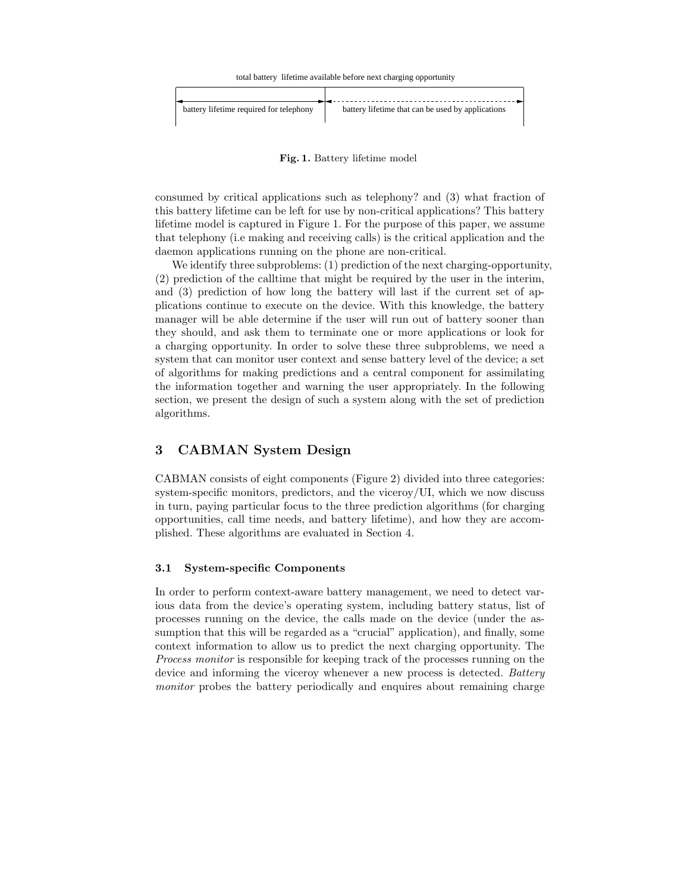total battery lifetime available before next charging opportunity

battery lifetime required for telephony | battery lifetime that can be used by applications

**Fig. 1.** Battery lifetime model

consumed by critical applications such as telephony? and (3) what fraction of this battery lifetime can be left for use by non-critical applications? This battery lifetime model is captured in Figure 1. For the purpose of this paper, we assume that telephony (i.e making and receiving calls) is the critical application and the daemon applications running on the phone are non-critical.

We identify three subproblems: (1) prediction of the next charging-opportunity, (2) prediction of the calltime that might be required by the user in the interim, and (3) prediction of how long the battery will last if the current set of applications continue to execute on the device. With this knowledge, the battery manager will be able determine if the user will run out of battery sooner than they should, and ask them to terminate one or more applications or look for a charging opportunity. In order to solve these three subproblems, we need a system that can monitor user context and sense battery level of the device; a set of algorithms for making predictions and a central component for assimilating the information together and warning the user appropriately. In the following section, we present the design of such a system along with the set of prediction algorithms.

## 3 CABMAN System Design

CABMAN consists of eight components (Figure 2) divided into three categories: system-specific monitors, predictors, and the viceroy/UI, which we now discuss in turn, paying particular focus to the three prediction algorithms (for charging opportunities, call time needs, and battery lifetime), and how they are accomplished. These algorithms are evaluated in Section 4.

### 3.1 System-specific Components

In order to perform context-aware battery management, we need to detect various data from the device's operating system, including battery status, list of processes running on the device, the calls made on the device (under the assumption that this will be regarded as a "crucial" application), and finally, some context information to allow us to predict the next charging opportunity. The *Process monitor* is responsible for keeping track of the processes running on the device and informing the viceroy whenever a new process is detected. *Battery monitor* probes the battery periodically and enquires about remaining charge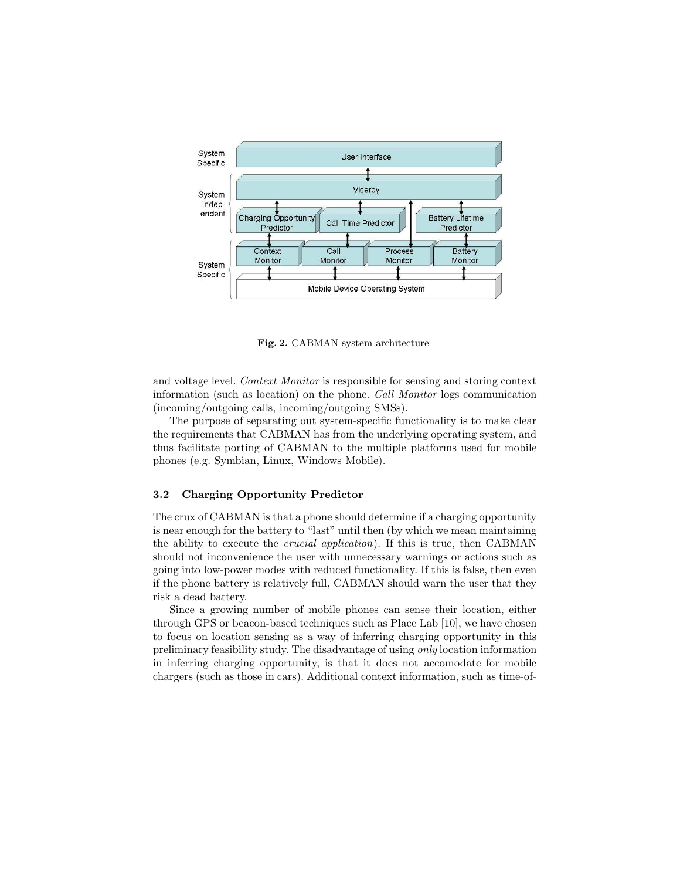Fig. 2. CABMAN system architecture

and voltage level. *Context Monitor* is responsible for sensing and storing context information (such as location) on the phone. *Call Monitor* logs communication (incoming/outgoing calls, incoming/outgoing SMSs).

The purpose of separating out system-specific functionality is to make clear the requirements that CABMAN has from the underlying operating system, and thus facilitate porting of CABMAN to the multiple platforms used for mobile phones (e.g. Symbian, Linux, Windows Mobile).

### 3.2 Charging Opportunity Predictor

The crux of CABMAN is that a phone should determine if a charging opportunity is near enough for the battery to "last" until then (by which we mean maintaining the ability to execute the *crucial application*). If this is true, then CABMAN should not inconvenience the user with unnecessary warnings or actions such as going into low-power modes with reduced functionality. If this is false, then even if the phone battery is relatively full, CABMAN should warn the user that they risk a dead battery.

Since a growing number of mobile phones can sense their location, either through GPS or beacon-based techniques such as Place Lab [10], we have chosen to focus on location sensing as a way of inferring charging opportunity in this preliminary feasibility study. The disadvantage of using *only* location information in inferring charging opportunity, is that it does not accomodate for mobile chargers (such as those in cars). Additional context information, such as time-of-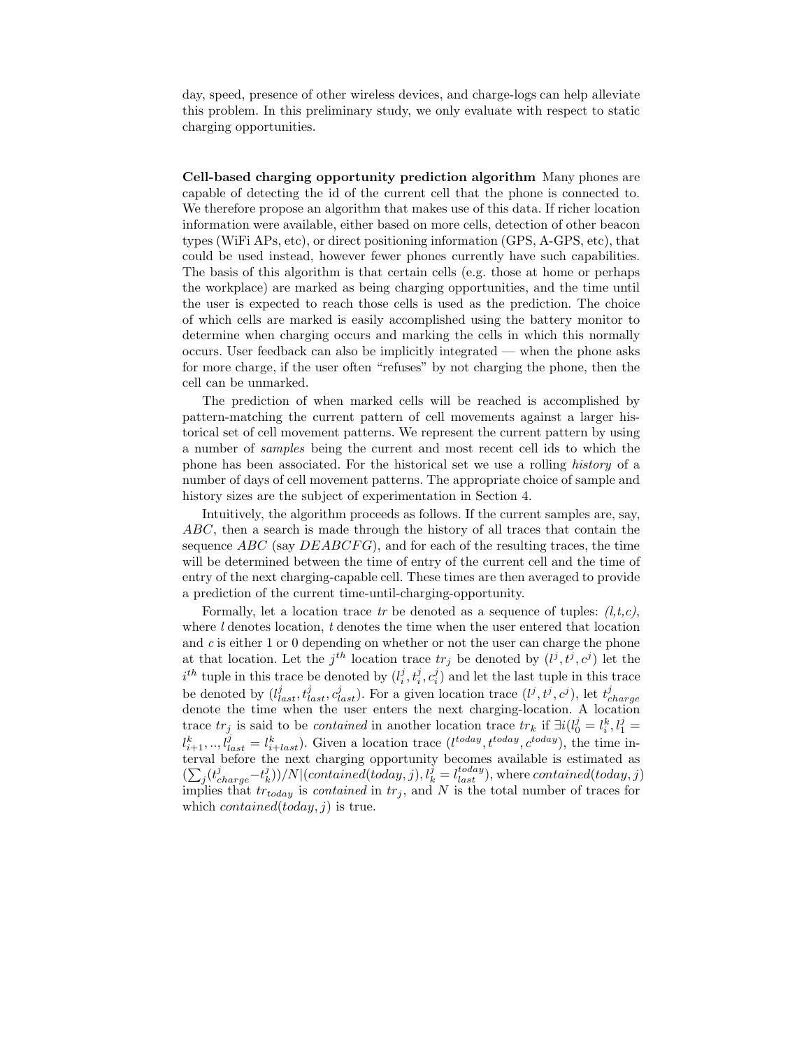day, speed, presence of other wireless devices, and charge-logs can help alleviate this problem. In this preliminary study, we only evaluate with respect to static charging opportunities.

**Cell-based charging opportunity prediction algorithm** Many phones are capable of detecting the id of the current cell that the phone is connected to. We therefore propose an algorithm that makes use of this data. If richer location information were available, either based on more cells, detection of other beacon types (WiFi APs, etc), or direct positioning information (GPS, A-GPS, etc), that could be used instead, however fewer phones currently have such capabilities. The basis of this algorithm is that certain cells (e.g. those at home or perhaps the workplace) are marked as being charging opportunities, and the time until the user is expected to reach those cells is used as the prediction. The choice of which cells are marked is easily accomplished using the battery monitor to determine when charging occurs and marking the cells in which this normally occurs. User feedback can also be implicitly integrated — when the phone asks for more charge, if the user often "refuses" by not charging the phone, then the cell can be unmarked.

The prediction of when marked cells will be reached is accomplished by pattern-matching the current pattern of cell movements against a larger historical set of cell movement patterns. We represent the current pattern by using a number of *samples* being the current and most recent cell ids to which the phone has been associated. For the historical set we use a rolling *history* of a number of days of cell movement patterns. The appropriate choice of sample and history sizes are the subject of experimentation in Section 4.

Intuitively, the algorithm proceeds as follows. If the current samples are, say, $ABC$, then a search is made through the history of all traces that contain the sequence $ABC$ (say $DEABCFG$), and for each of the resulting traces, the time will be determined between the time of entry of the current cell and the time of entry of the next charging-capable cell. These times are then averaged to provide a prediction of the current time-until-charging-opportunity.

Formally, let a location trace $tr$ be denoted as a sequence of tuples: *(l,t,c)*, where $l$ denotes location, $t$ denotes the time when the user entered that location and $c$ is either 1 or 0 depending on whether or not the user can charge the phone at that location. Let the $j^{th}$ location trace $tr_j$ be denoted by $(l^j, t^j, c^j)$ let the $i^{th}$ tuple in this trace be denoted by $(l^j_i, t^j_i, c^j_i)$ and let the last tuple in this trace be denoted by $(l^j_{last}, t^j_{last}, c^j_{last})$. For a given location trace $(l^j, t^j, c^j)$, let $t^j_{charge}$ denote the time when the user enters the next charging-location. A location trace $tr_j$ is said to be *contained* in another location trace $tr_k$ if $\exists i(l^j_0 = l^k_i, l^j_1 = l^k_{i+1}, .., l^j_{last} = l^k_{i+last})$. Given a location trace $(l^{today}, t^{today}, c^{today})$, the time interval before the next charging opportunity becomes available is estimated as $(\sum_j(t^j_{charge} - t^j_k))/N|(contained(today, j), l^j_k = l^{today}_{last})$, where $contained(today, j)$ implies that $tr_{today}$ is *contained* in $tr_j$, and $N$ is the total number of traces for which $contained(today, j)$ is true.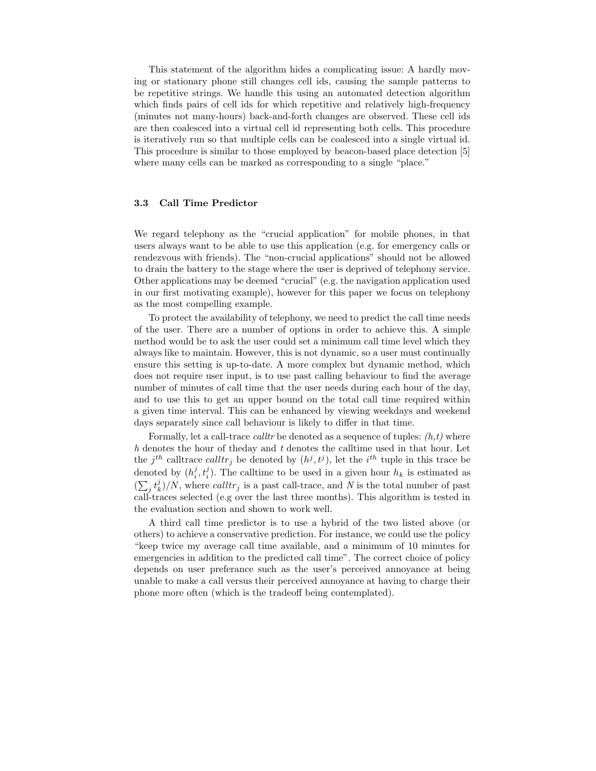This statement of the algorithm hides a complicating issue: A hardly moving or stationary phone still changes cell ids, causing the sample patterns to be repetitive strings. We handle this using an automated detection algorithm which finds pairs of cell ids for which repetitive and relatively high-frequency (minutes not many-hours) back-and-forth changes are observed. These cell ids are then coalesced into a virtual cell id representing both cells. This procedure is iteratively run so that multiple cells can be coalesced into a single virtual id. This procedure is similar to those employed by beacon-based place detection [5] where many cells can be marked as corresponding to a single "place."

### 3.3 Call Time Predictor

We regard telephony as the "crucial application" for mobile phones, in that users always want to be able to use this application (e.g. for emergency calls or rendezvous with friends). The "non-crucial applications" should not be allowed to drain the battery to the stage where the user is deprived of telephony service. Other applications may be deemed "crucial" (e.g. the navigation application used in our first motivating example), however for this paper we focus on telephony as the most compelling example.

To protect the availability of telephony, we need to predict the call time needs of the user. There are a number of options in order to achieve this. A simple method would be to ask the user could set a minimum call time level which they always like to maintain. However, this is not dynamic, so a user must continually ensure this setting is up-to-date. A more complex but dynamic method, which does not require user input, is to use past calling behaviour to find the average number of minutes of call time that the user needs during each hour of the day, and to use this to get an upper bound on the total call time required within a given time interval. This can be enhanced by viewing weekdays and weekend days separately since call behaviour is likely to differ in that time.

Formally, let a call-trace *calltr* be denoted as a sequence of tuples: *(h,t)* where $h$ denotes the hour of theday and $t$ denotes the calltime used in that hour. Let the $j^{th}$ calltrace $calltr_j$ be denoted by $(h^j, t^j)$, let the $i^{th}$ tuple in this trace be denoted by $(h_i^j, t_i^j)$. The calltime to be used in a given hour $h_k$ is estimated as $(\sum_j t_k^j)/N$, where $calltr_j$ is a past call-trace, and $N$ is the total number of past call-traces selected (e.g over the last three months). This algorithm is tested in the evaluation section and shown to work well.

A third call time predictor is to use a hybrid of the two listed above (or others) to achieve a conservative prediction. For instance, we could use the policy "keep twice my average call time available, and a minimum of 10 minutes for emergencies in addition to the predicted call time". The correct choice of policy depends on user preferance such as the user's perceived annoyance at being unable to make a call versus their perceived annoyance at having to charge their phone more often (which is the tradeoff being contemplated).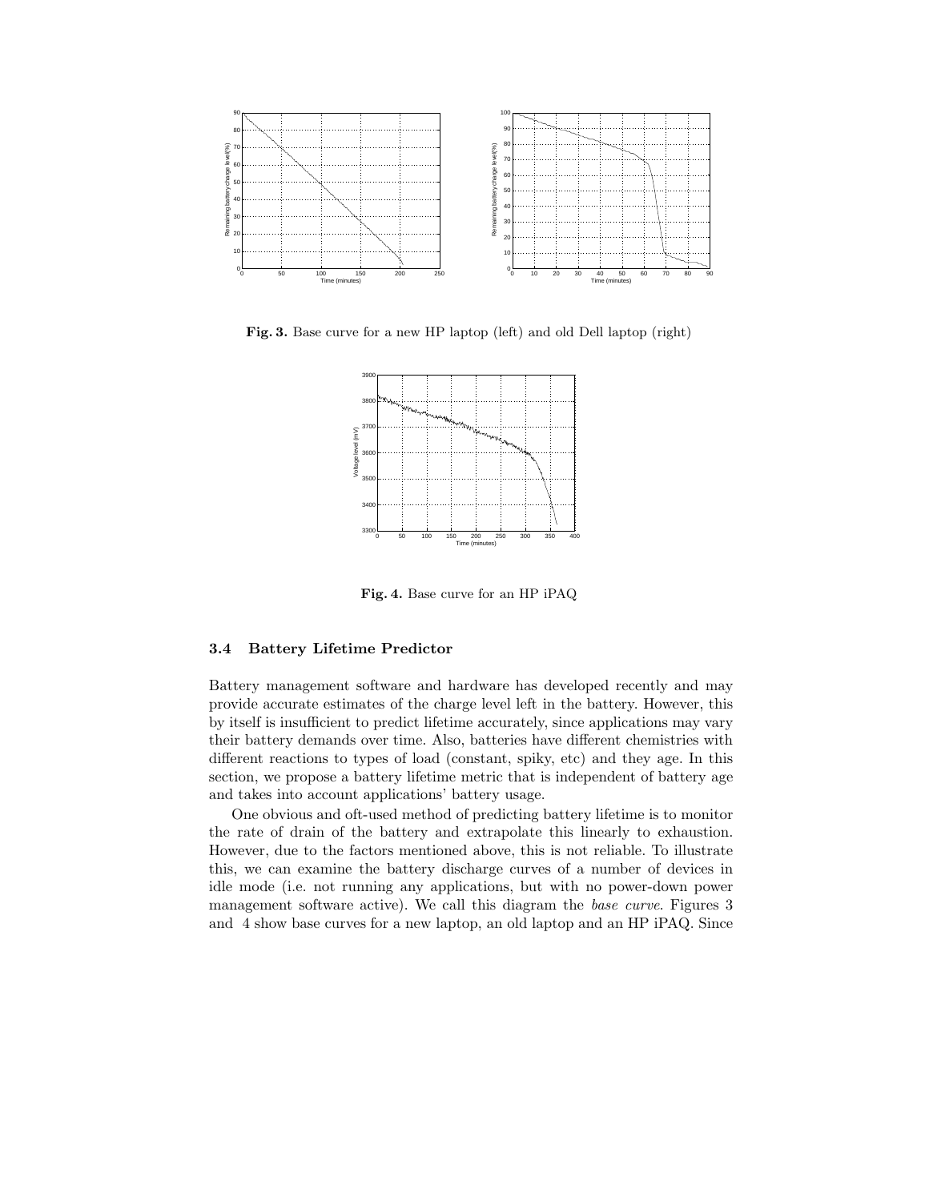Fig. 3. Base curve for a new HP laptop (left) and old Dell laptop (right)

Fig. 4. Base curve for an HP iPAQ

### 3.4 Battery Lifetime Predictor

Battery management software and hardware has developed recently and may provide accurate estimates of the charge level left in the battery. However, this by itself is insufficient to predict lifetime accurately, since applications may vary their battery demands over time. Also, batteries have different chemistries with different reactions to types of load (constant, spiky, etc) and they age. In this section, we propose a battery lifetime metric that is independent of battery age and takes into account applications' battery usage.

One obvious and oft-used method of predicting battery lifetime is to monitor the rate of drain of the battery and extrapolate this linearly to exhaustion. However, due to the factors mentioned above, this is not reliable. To illustrate this, we can examine the battery discharge curves of a number of devices in idle mode (i.e. not running any applications, but with no power-down power management software active). We call this diagram the *base curve*. Figures 3 and 4 show base curves for a new laptop, an old laptop and an HP iPAQ. Since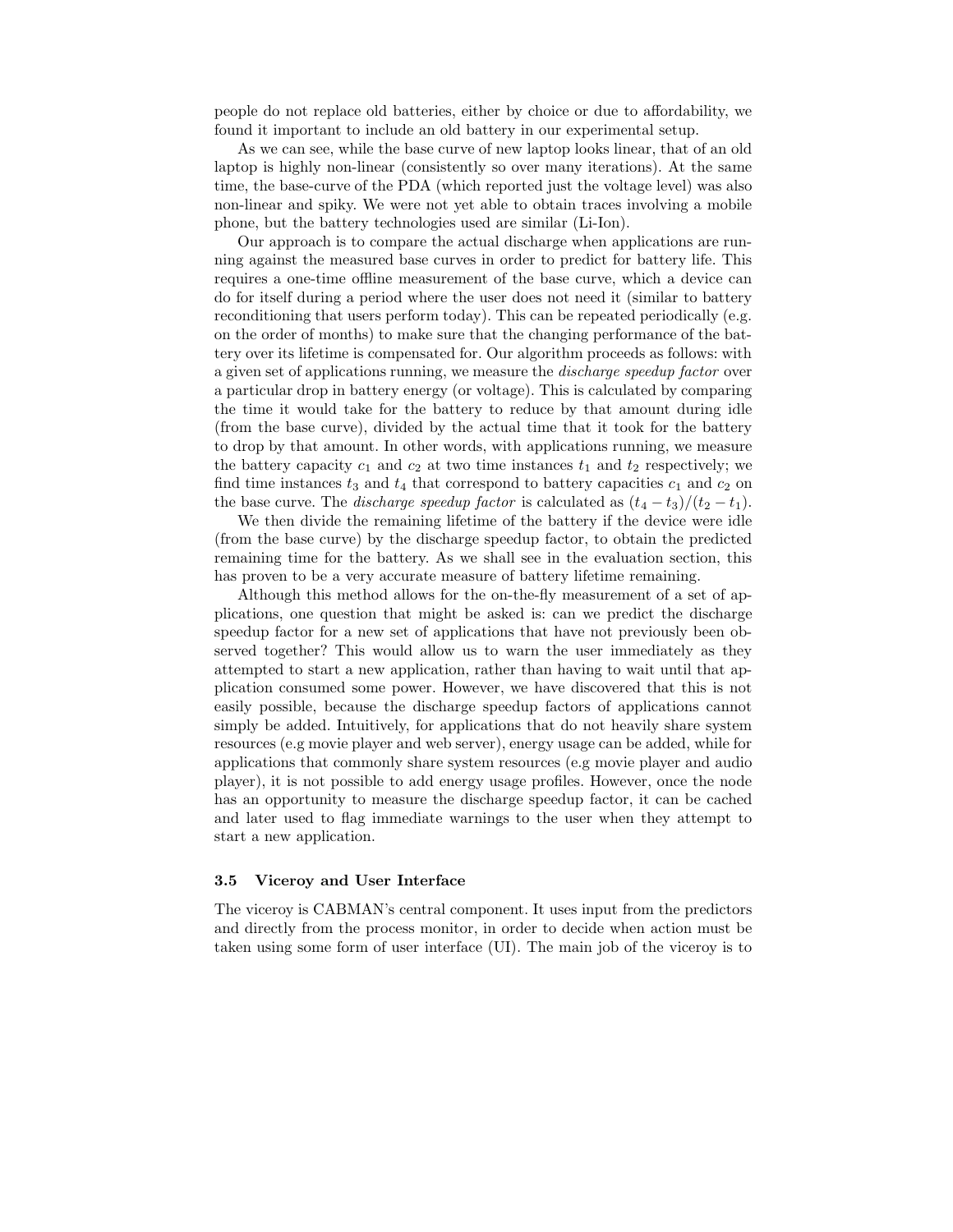people do not replace old batteries, either by choice or due to affordability, we found it important to include an old battery in our experimental setup.

As we can see, while the base curve of new laptop looks linear, that of an old laptop is highly non-linear (consistently so over many iterations). At the same time, the base-curve of the PDA (which reported just the voltage level) was also non-linear and spiky. We were not yet able to obtain traces involving a mobile phone, but the battery technologies used are similar (Li-Ion).

Our approach is to compare the actual discharge when applications are running against the measured base curves in order to predict for battery life. This requires a one-time offline measurement of the base curve, which a device can do for itself during a period where the user does not need it (similar to battery reconditioning that users perform today). This can be repeated periodically (e.g. on the order of months) to make sure that the changing performance of the battery over its lifetime is compensated for. Our algorithm proceeds as follows: with a given set of applications running, we measure the *discharge speedup factor* over a particular drop in battery energy (or voltage). This is calculated by comparing the time it would take for the battery to reduce by that amount during idle (from the base curve), divided by the actual time that it took for the battery to drop by that amount. In other words, with applications running, we measure the battery capacity $c_1$ and $c_2$ at two time instances $t_1$ and $t_2$ respectively; we find time instances $t_3$ and $t_4$ that correspond to battery capacities $c_1$ and $c_2$ on the base curve. The *discharge speedup factor* is calculated as $(t_4 - t_3)/(t_2 - t_1)$.

We then divide the remaining lifetime of the battery if the device were idle (from the base curve) by the discharge speedup factor, to obtain the predicted remaining time for the battery. As we shall see in the evaluation section, this has proven to be a very accurate measure of battery lifetime remaining.

Although this method allows for the on-the-fly measurement of a set of applications, one question that might be asked is: can we predict the discharge speedup factor for a new set of applications that have not previously been observed together? This would allow us to warn the user immediately as they attempted to start a new application, rather than having to wait until that application consumed some power. However, we have discovered that this is not easily possible, because the discharge speedup factors of applications cannot simply be added. Intuitively, for applications that do not heavily share system resources (e.g movie player and web server), energy usage can be added, while for applications that commonly share system resources (e.g movie player and audio player), it is not possible to add energy usage profiles. However, once the node has an opportunity to measure the discharge speedup factor, it can be cached and later used to flag immediate warnings to the user when they attempt to start a new application.

### 3.5 Viceroy and User Interface

The viceroy is CABMAN's central component. It uses input from the predictors and directly from the process monitor, in order to decide when action must be taken using some form of user interface (UI). The main job of the viceroy is to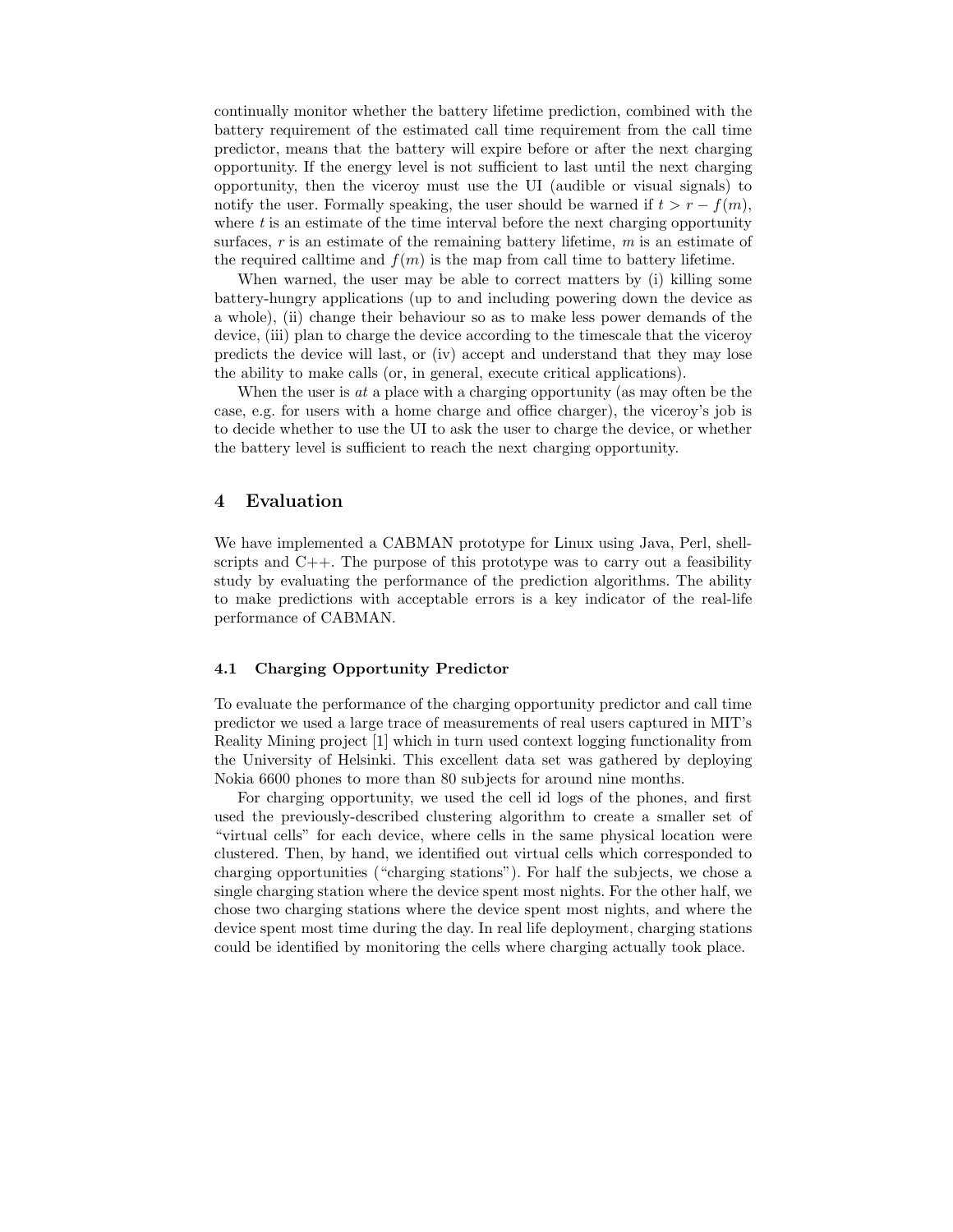continually monitor whether the battery lifetime prediction, combined with the battery requirement of the estimated call time requirement from the call time predictor, means that the battery will expire before or after the next charging opportunity. If the energy level is not sufficient to last until the next charging opportunity, then the viceroy must use the UI (audible or visual signals) to notify the user. Formally speaking, the user should be warned if $t > r - f(m)$, where $t$ is an estimate of the time interval before the next charging opportunity surfaces, $r$ is an estimate of the remaining battery lifetime, $m$ is an estimate of the required calltime and $f(m)$ is the map from call time to battery lifetime.

When warned, the user may be able to correct matters by (i) killing some battery-hungry applications (up to and including powering down the device as a whole), (ii) change their behaviour so as to make less power demands of the device, (iii) plan to charge the device according to the timescale that the viceroy predicts the device will last, or (iv) accept and understand that they may lose the ability to make calls (or, in general, execute critical applications).

When the user is *at* a place with a charging opportunity (as may often be the case, e.g. for users with a home charge and office charger), the viceroy's job is to decide whether to use the UI to ask the user to charge the device, or whether the battery level is sufficient to reach the next charging opportunity.

## 4 Evaluation

We have implemented a CABMAN prototype for Linux using Java, Perl, shell-scripts and C++. The purpose of this prototype was to carry out a feasibility study by evaluating the performance of the prediction algorithms. The ability to make predictions with acceptable errors is a key indicator of the real-life performance of CABMAN.

### 4.1 Charging Opportunity Predictor

To evaluate the performance of the charging opportunity predictor and call time predictor we used a large trace of measurements of real users captured in MIT's Reality Mining project [1] which in turn used context logging functionality from the University of Helsinki. This excellent data set was gathered by deploying Nokia 6600 phones to more than 80 subjects for around nine months.

For charging opportunity, we used the cell id logs of the phones, and first used the previously-described clustering algorithm to create a smaller set of "virtual cells" for each device, where cells in the same physical location were clustered. Then, by hand, we identified out virtual cells which corresponded to charging opportunities ("charging stations"). For half the subjects, we chose a single charging station where the device spent most nights. For the other half, we chose two charging stations where the device spent most nights, and where the device spent most time during the day. In real life deployment, charging stations could be identified by monitoring the cells where charging actually took place.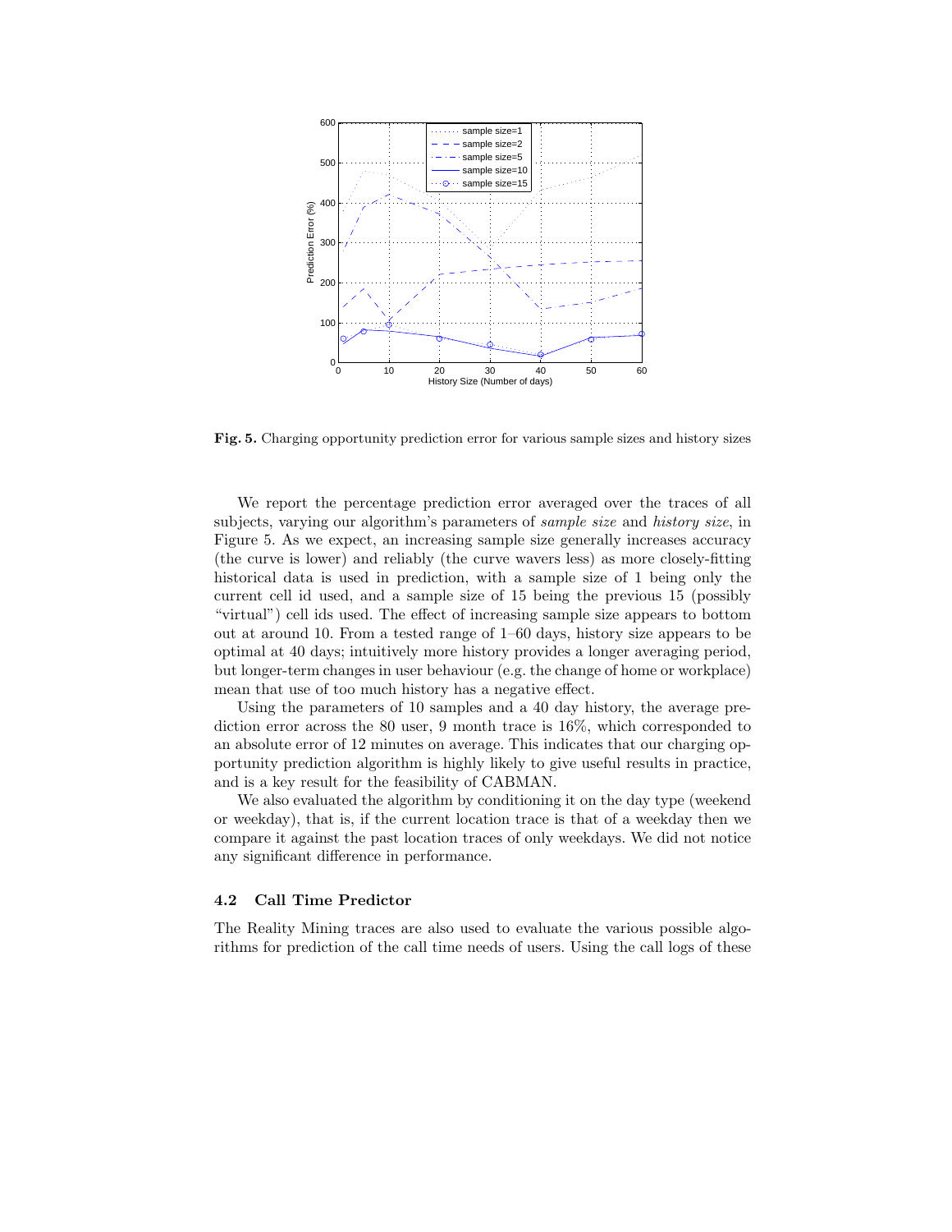**Fig. 5.** Charging opportunity prediction error for various sample sizes and history sizes

We report the percentage prediction error averaged over the traces of all subjects, varying our algorithm's parameters of *sample size* and *history size*, in Figure 5. As we expect, an increasing sample size generally increases accuracy (the curve is lower) and reliably (the curve wavers less) as more closely-fitting historical data is used in prediction, with a sample size of 1 being only the current cell id used, and a sample size of 15 being the previous 15 (possibly "virtual") cell ids used. The effect of increasing sample size appears to bottom out at around 10. From a tested range of 1–60 days, history size appears to be optimal at 40 days; intuitively more history provides a longer averaging period, but longer-term changes in user behaviour (e.g. the change of home or workplace) mean that use of too much history has a negative effect.

Using the parameters of 10 samples and a 40 day history, the average prediction error across the 80 user, 9 month trace is 16%, which corresponded to an absolute error of 12 minutes on average. This indicates that our charging opportunity prediction algorithm is highly likely to give useful results in practice, and is a key result for the feasibility of CABMAN.

We also evaluated the algorithm by conditioning it on the day type (weekend or weekday), that is, if the current location trace is that of a weekday then we compare it against the past location traces of only weekdays. We did not notice any significant difference in performance.

### 4.2 Call Time Predictor

The Reality Mining traces are also used to evaluate the various possible algorithms for prediction of the call time needs of users. Using the call logs of these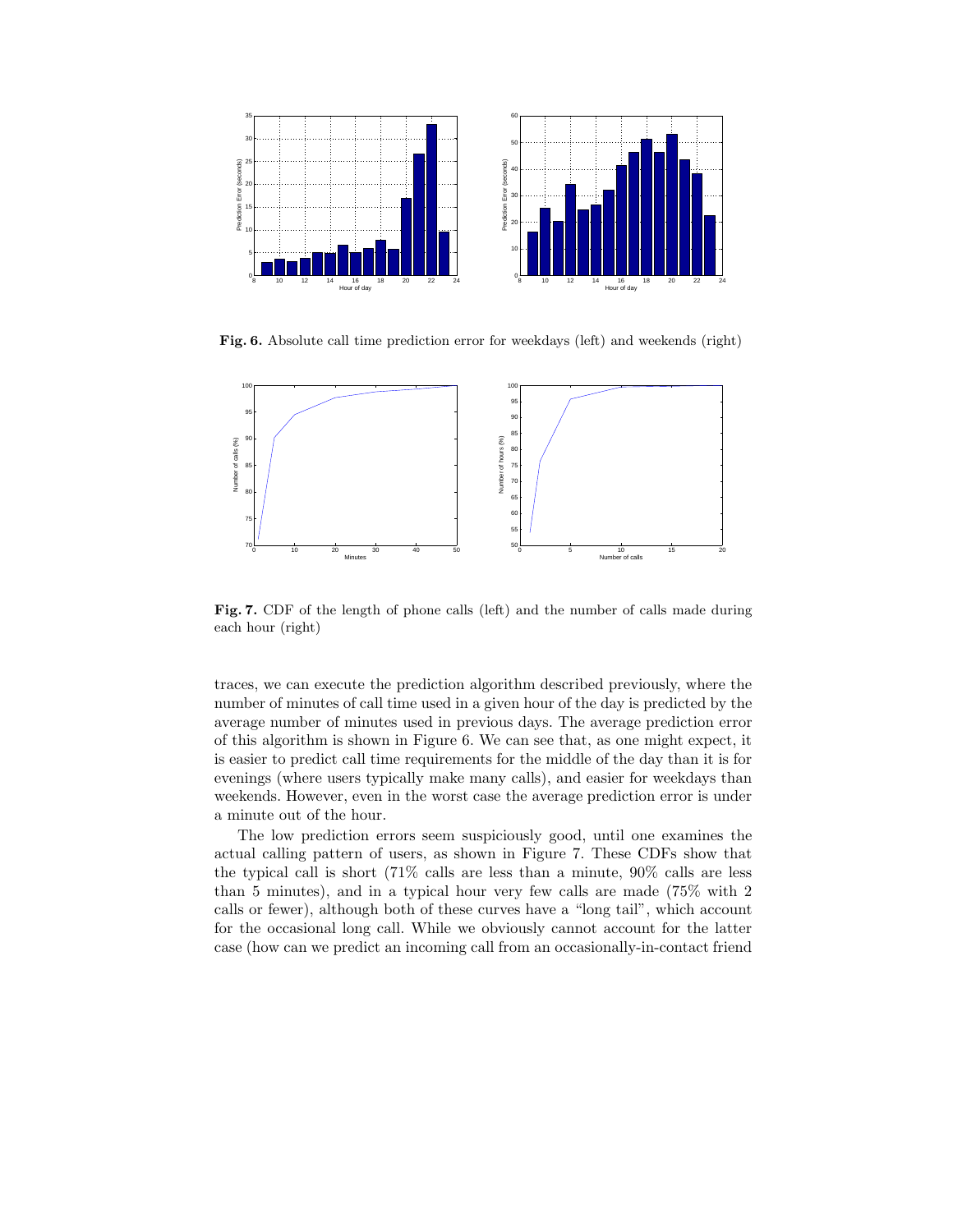Fig. 6. Absolute call time prediction error for weekdays (left) and weekends (right)

Fig. 7. CDF of the length of phone calls (left) and the number of calls made during each hour (right)

traces, we can execute the prediction algorithm described previously, where the number of minutes of call time used in a given hour of the day is predicted by the average number of minutes used in previous days. The average prediction error of this algorithm is shown in Figure 6. We can see that, as one might expect, it is easier to predict call time requirements for the middle of the day than it is for evenings (where users typically make many calls), and easier for weekdays than weekends. However, even in the worst case the average prediction error is under a minute out of the hour.

The low prediction errors seem suspiciously good, until one examines the actual calling pattern of users, as shown in Figure 7. These CDFs show that the typical call is short (71% calls are less than a minute, 90% calls are less than 5 minutes), and in a typical hour very few calls are made (75% with 2 calls or fewer), although both of these curves have a "long tail", which account for the occasional long call. While we obviously cannot account for the latter case (how can we predict an incoming call from an occasionally-in-contact friend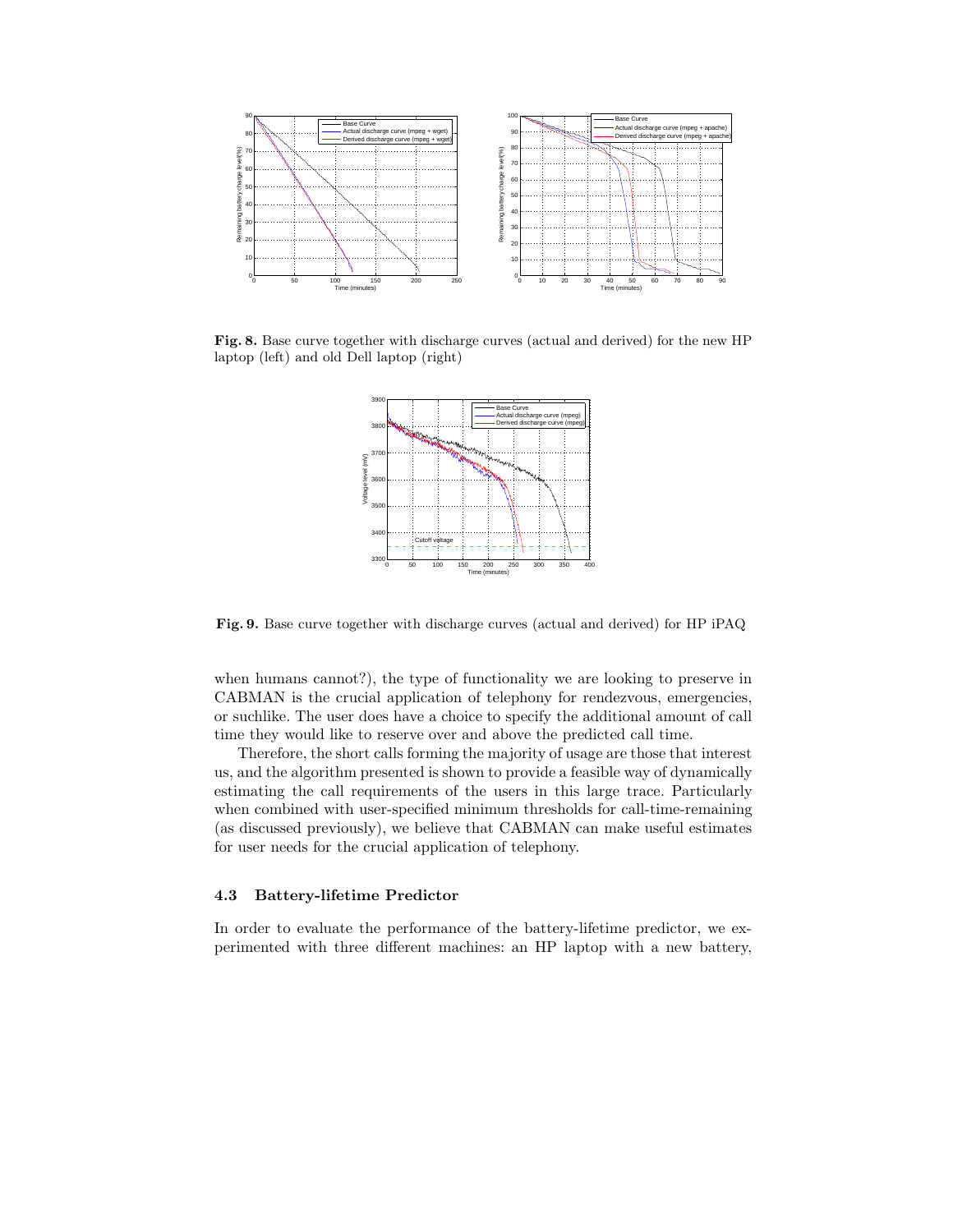**Fig. 8.** Base curve together with discharge curves (actual and derived) for the new HP laptop (left) and old Dell laptop (right)

**Fig. 9.** Base curve together with discharge curves (actual and derived) for HP iPAQ

when humans cannot?), the type of functionality we are looking to preserve in CABMAN is the crucial application of telephony for rendezvous, emergencies, or suchlike. The user does have a choice to specify the additional amount of call time they would like to reserve over and above the predicted call time.

Therefore, the short calls forming the majority of usage are those that interest us, and the algorithm presented is shown to provide a feasible way of dynamically estimating the call requirements of the users in this large trace. Particularly when combined with user-specified minimum thresholds for call-time-remaining (as discussed previously), we believe that CABMAN can make useful estimates for user needs for the crucial application of telephony.

### 4.3 Battery-lifetime Predictor

In order to evaluate the performance of the battery-lifetime predictor, we experimented with three different machines: an HP laptop with a new battery,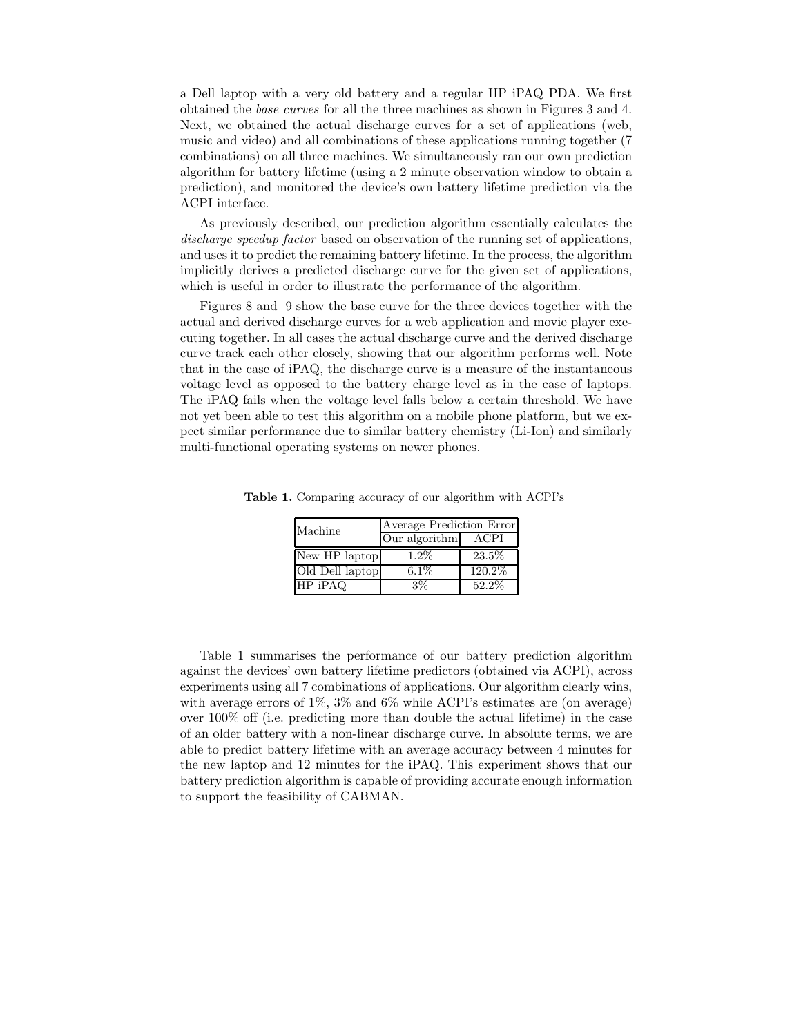a Dell laptop with a very old battery and a regular HP iPAQ PDA. We first obtained the *base curves* for all the three machines as shown in Figures 3 and 4. Next, we obtained the actual discharge curves for a set of applications (web, music and video) and all combinations of these applications running together (7 combinations) on all three machines. We simultaneously ran our own prediction algorithm for battery lifetime (using a 2 minute observation window to obtain a prediction), and monitored the device's own battery lifetime prediction via the ACPI interface.

As previously described, our prediction algorithm essentially calculates the *discharge speedup factor* based on observation of the running set of applications, and uses it to predict the remaining battery lifetime. In the process, the algorithm implicitly derives a predicted discharge curve for the given set of applications, which is useful in order to illustrate the performance of the algorithm.

Figures 8 and 9 show the base curve for the three devices together with the actual and derived discharge curves for a web application and movie player executing together. In all cases the actual discharge curve and the derived discharge curve track each other closely, showing that our algorithm performs well. Note that in the case of iPAQ, the discharge curve is a measure of the instantaneous voltage level as opposed to the battery charge level as in the case of laptops. The iPAQ fails when the voltage level falls below a certain threshold. We have not yet been able to test this algorithm on a mobile phone platform, but we expect similar performance due to similar battery chemistry (Li-Ion) and similarly multi-functional operating systems on newer phones.

**Table 1.** Comparing accuracy of our algorithm with ACPI's

| Machine | Average Prediction Error | |
|---|---|---|
| | Our algorithm | ACPI |
| New HP laptop | 1.2% | 23.5% |
| Old Dell laptop | 6.1% | 120.2% |
| HP iPAQ | 3% | 52.2% |

Table 1 summarises the performance of our battery prediction algorithm against the devices' own battery lifetime predictors (obtained via ACPI), across experiments using all 7 combinations of applications. Our algorithm clearly wins, with average errors of 1%, 3% and 6% while ACPI's estimates are (on average) over 100% off (i.e. predicting more than double the actual lifetime) in the case of an older battery with a non-linear discharge curve. In absolute terms, we are able to predict battery lifetime with an average accuracy between 4 minutes for the new laptop and 12 minutes for the iPAQ. This experiment shows that our battery prediction algorithm is capable of providing accurate enough information to support the feasibility of CABMAN.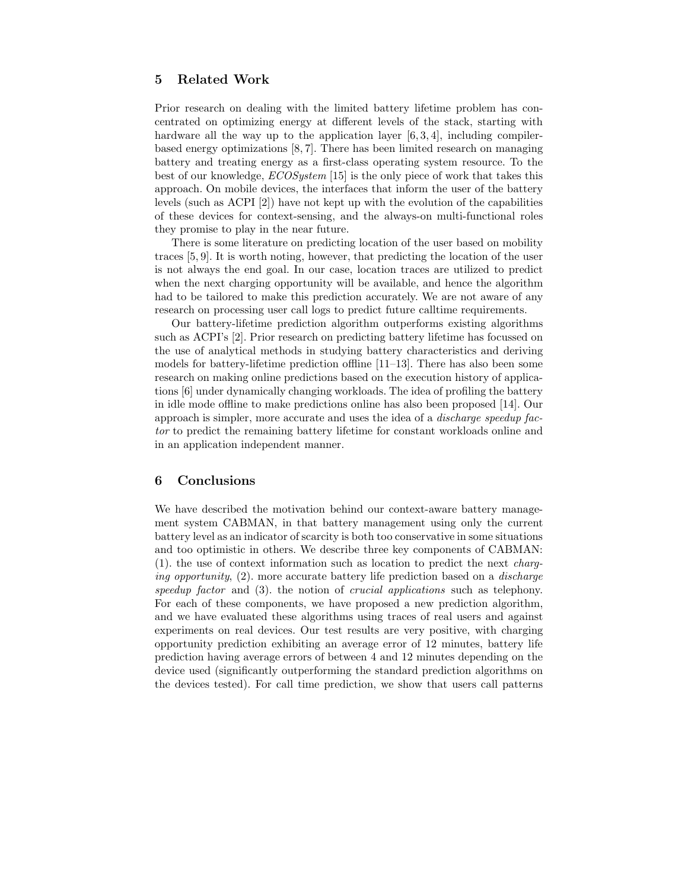## 5 Related Work

Prior research on dealing with the limited battery lifetime problem has concentrated on optimizing energy at different levels of the stack, starting with hardware all the way up to the application layer [6, 3, 4], including compiler-based energy optimizations [8, 7]. There has been limited research on managing battery and treating energy as a first-class operating system resource. To the best of our knowledge, *ECOSystem* [15] is the only piece of work that takes this approach. On mobile devices, the interfaces that inform the user of the battery levels (such as ACPI [2]) have not kept up with the evolution of the capabilities of these devices for context-sensing, and the always-on multi-functional roles they promise to play in the near future.

There is some literature on predicting location of the user based on mobility traces [5, 9]. It is worth noting, however, that predicting the location of the user is not always the end goal. In our case, location traces are utilized to predict when the next charging opportunity will be available, and hence the algorithm had to be tailored to make this prediction accurately. We are not aware of any research on processing user call logs to predict future calltime requirements.

Our battery-lifetime prediction algorithm outperforms existing algorithms such as ACPI's [2]. Prior research on predicting battery lifetime has focussed on the use of analytical methods in studying battery characteristics and deriving models for battery-lifetime prediction offline [11–13]. There has also been some research on making online predictions based on the execution history of applications [6] under dynamically changing workloads. The idea of profiling the battery in idle mode offline to make predictions online has also been proposed [14]. Our approach is simpler, more accurate and uses the idea of a *discharge speedup factor* to predict the remaining battery lifetime for constant workloads online and in an application independent manner.

## 6 Conclusions

We have described the motivation behind our context-aware battery management system CABMAN, in that battery management using only the current battery level as an indicator of scarcity is both too conservative in some situations and too optimistic in others. We describe three key components of CABMAN: (1). the use of context information such as location to predict the next *charging opportunity*, (2). more accurate battery life prediction based on a *discharge speedup factor* and (3). the notion of *crucial applications* such as telephony. For each of these components, we have proposed a new prediction algorithm, and we have evaluated these algorithms using traces of real users and against experiments on real devices. Our test results are very positive, with charging opportunity prediction exhibiting an average error of 12 minutes, battery life prediction having average errors of between 4 and 12 minutes depending on the device used (significantly outperforming the standard prediction algorithms on the devices tested). For call time prediction, we show that users call patterns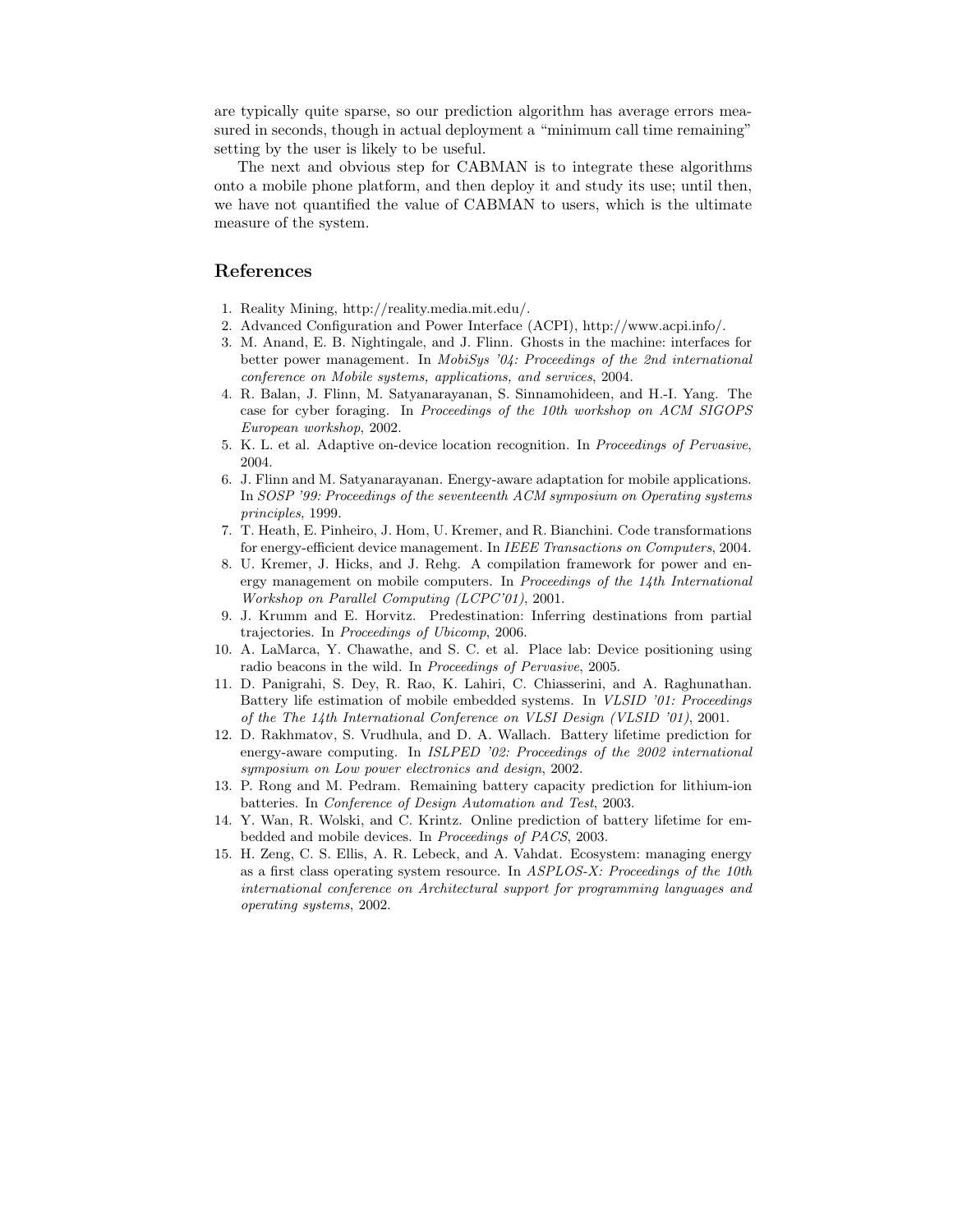are typically quite sparse, so our prediction algorithm has average errors measured in seconds, though in actual deployment a "minimum call time remaining" setting by the user is likely to be useful.

The next and obvious step for CABMAN is to integrate these algorithms onto a mobile phone platform, and then deploy it and study its use; until then, we have not quantified the value of CABMAN to users, which is the ultimate measure of the system.

## References

1. Reality Mining, http://reality.media.mit.edu/.
2. Advanced Configuration and Power Interface (ACPI), http://www.acpi.info/.
3. M. Anand, E. B. Nightingale, and J. Flinn. Ghosts in the machine: interfaces for better power management. In *MobiSys '04: Proceedings of the 2nd international conference on Mobile systems, applications, and services*, 2004.
4. R. Balan, J. Flinn, M. Satyanarayanan, S. Sinnamohideen, and H.-I. Yang. The case for cyber foraging. In *Proceedings of the 10th workshop on ACM SIGOPS European workshop*, 2002.
5. K. L. et al. Adaptive on-device location recognition. In *Proceedings of Pervasive*, 2004.
6. J. Flinn and M. Satyanarayanan. Energy-aware adaptation for mobile applications. In *SOSP '99: Proceedings of the seventeenth ACM symposium on Operating systems principles*, 1999.
7. T. Heath, E. Pinheiro, J. Hom, U. Kremer, and R. Bianchini. Code transformations for energy-efficient device management. In *IEEE Transactions on Computers*, 2004.
8. U. Kremer, J. Hicks, and J. Rehg. A compilation framework for power and energy management on mobile computers. In *Proceedings of the 14th International Workshop on Parallel Computing (LCPC'01)*, 2001.
9. J. Krumm and E. Horvitz. Predestination: Inferring destinations from partial trajectories. In *Proceedings of Ubicomp*, 2006.
10. A. LaMarca, Y. Chawathe, and S. C. et al. Place lab: Device positioning using radio beacons in the wild. In *Proceedings of Pervasive*, 2005.
11. D. Panigrahi, S. Dey, R. Rao, K. Lahiri, C. Chiasserini, and A. Raghunathan. Battery life estimation of mobile embedded systems. In *VLSID '01: Proceedings of the The 14th International Conference on VLSI Design (VLSID '01)*, 2001.
12. D. Rakhmatov, S. Vrudhula, and D. A. Wallach. Battery lifetime prediction for energy-aware computing. In *ISLPED '02: Proceedings of the 2002 international symposium on Low power electronics and design*, 2002.
13. P. Rong and M. Pedram. Remaining battery capacity prediction for lithium-ion batteries. In *Conference of Design Automation and Test*, 2003.
14. Y. Wan, R. Wolski, and C. Krintz. Online prediction of battery lifetime for embedded and mobile devices. In *Proceedings of PACS*, 2003.
15. H. Zeng, C. S. Ellis, A. R. Lebeck, and A. Vahdat. Ecosystem: managing energy as a first class operating system resource. In *ASPLOS-X: Proceedings of the 10th international conference on Architectural support for programming languages and operating systems*, 2002.